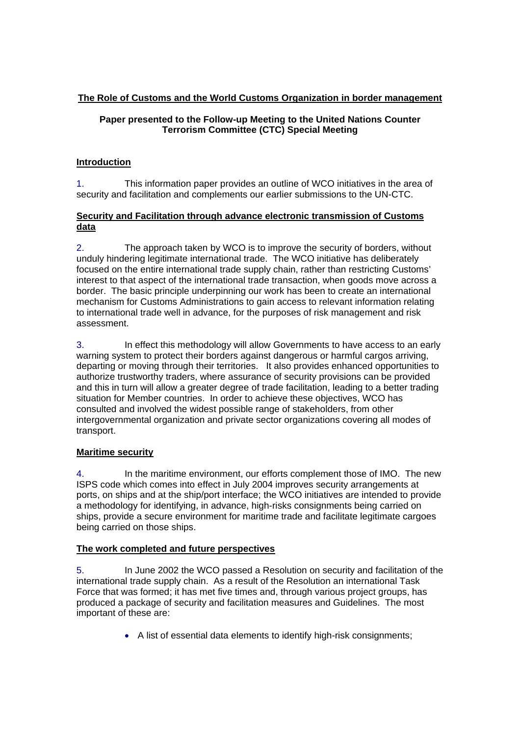**The Role of Customs and the World Customs Organization in border management**

**Paper presented to the Follow-up Meeting to the United Nations Counter Terrorism Committee (CTC) Special Meeting**

## Introduction

1. This information paper provides an outline of WCO initiatives in the area of security and facilitation and complements our earlier submissions to the UN-CTC.

## Security and Facilitation through advance electronic transmission of Customs data

2. The approach taken by WCO is to improve the security of borders, without unduly hindering legitimate international trade. The WCO initiative has deliberately focused on the entire international trade supply chain, rather than restricting Customs' interest to that aspect of the international trade transaction, when goods move across a border. The basic principle underpinning our work has been to create an international mechanism for Customs Administrations to gain access to relevant information relating to international trade well in advance, for the purposes of risk management and risk assessment.

3. In effect this methodology will allow Governments to have access to an early warning system to protect their borders against dangerous or harmful cargos arriving, departing or moving through their territories. It also provides enhanced opportunities to authorize trustworthy traders, where assurance of security provisions can be provided and this in turn will allow a greater degree of trade facilitation, leading to a better trading situation for Member countries. In order to achieve these objectives, WCO has consulted and involved the widest possible range of stakeholders, from other intergovernmental organization and private sector organizations covering all modes of transport.

## Maritime security

4. In the maritime environment, our efforts complement those of IMO. The new ISPS code which comes into effect in July 2004 improves security arrangements at ports, on ships and at the ship/port interface; the WCO initiatives are intended to provide a methodology for identifying, in advance, high-risks consignments being carried on ships, provide a secure environment for maritime trade and facilitate legitimate cargoes being carried on those ships.

## The work completed and future perspectives

5. In June 2002 the WCO passed a Resolution on security and facilitation of the international trade supply chain. As a result of the Resolution an international Task Force that was formed; it has met five times and, through various project groups, has produced a package of security and facilitation measures and Guidelines. The most important of these are:

- A list of essential data elements to identify high-risk consignments;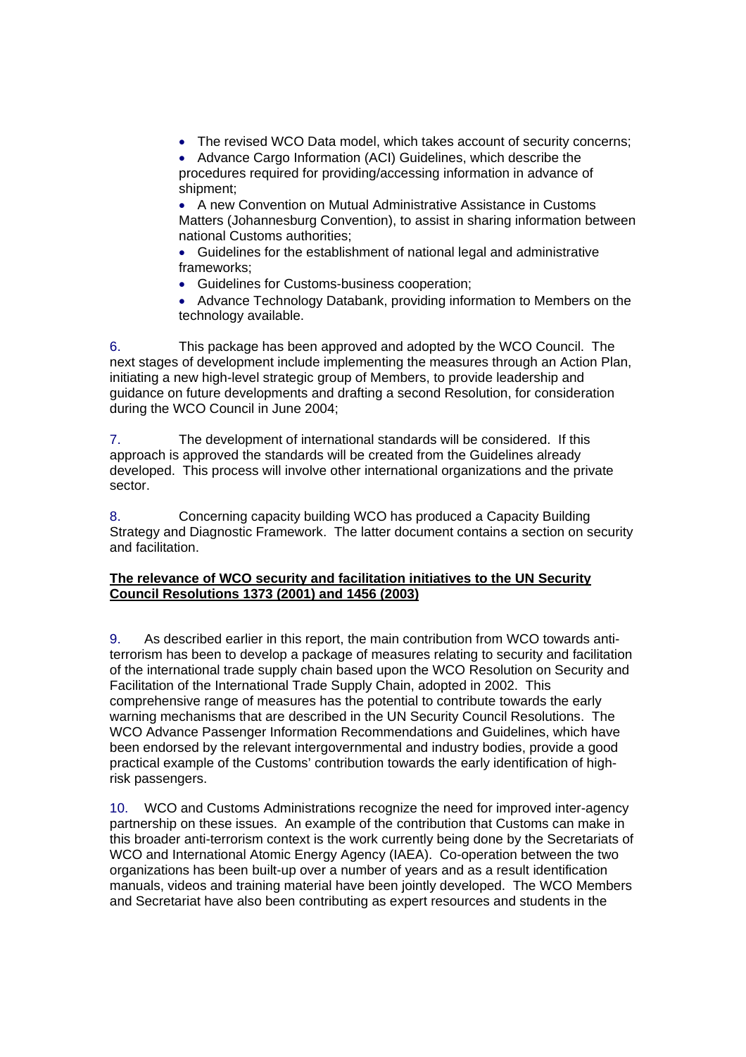- The revised WCO Data model, which takes account of security concerns;
- Advance Cargo Information (ACI) Guidelines, which describe the procedures required for providing/accessing information in advance of shipment;
- A new Convention on Mutual Administrative Assistance in Customs Matters (Johannesburg Convention), to assist in sharing information between national Customs authorities;
- Guidelines for the establishment of national legal and administrative frameworks;
- Guidelines for Customs-business cooperation;
- Advance Technology Databank, providing information to Members on the technology available.

6. This package has been approved and adopted by the WCO Council. The next stages of development include implementing the measures through an Action Plan, initiating a new high-level strategic group of Members, to provide leadership and guidance on future developments and drafting a second Resolution, for consideration during the WCO Council in June 2004;

7. The development of international standards will be considered. If this approach is approved the standards will be created from the Guidelines already developed. This process will involve other international organizations and the private sector.

8. Concerning capacity building WCO has produced a Capacity Building Strategy and Diagnostic Framework. The latter document contains a section on security and facilitation.

**The relevance of WCO security and facilitation initiatives to the UN Security Council Resolutions 1373 (2001) and 1456 (2003)**

9. As described earlier in this report, the main contribution from WCO towards anti-terrorism has been to develop a package of measures relating to security and facilitation of the international trade supply chain based upon the WCO Resolution on Security and Facilitation of the International Trade Supply Chain, adopted in 2002. This comprehensive range of measures has the potential to contribute towards the early warning mechanisms that are described in the UN Security Council Resolutions. The WCO Advance Passenger Information Recommendations and Guidelines, which have been endorsed by the relevant intergovernmental and industry bodies, provide a good practical example of the Customs' contribution towards the early identification of high-risk passengers.

10. WCO and Customs Administrations recognize the need for improved inter-agency partnership on these issues. An example of the contribution that Customs can make in this broader anti-terrorism context is the work currently being done by the Secretariats of WCO and International Atomic Energy Agency (IAEA). Co-operation between the two organizations has been built-up over a number of years and as a result identification manuals, videos and training material have been jointly developed. The WCO Members and Secretariat have also been contributing as expert resources and students in the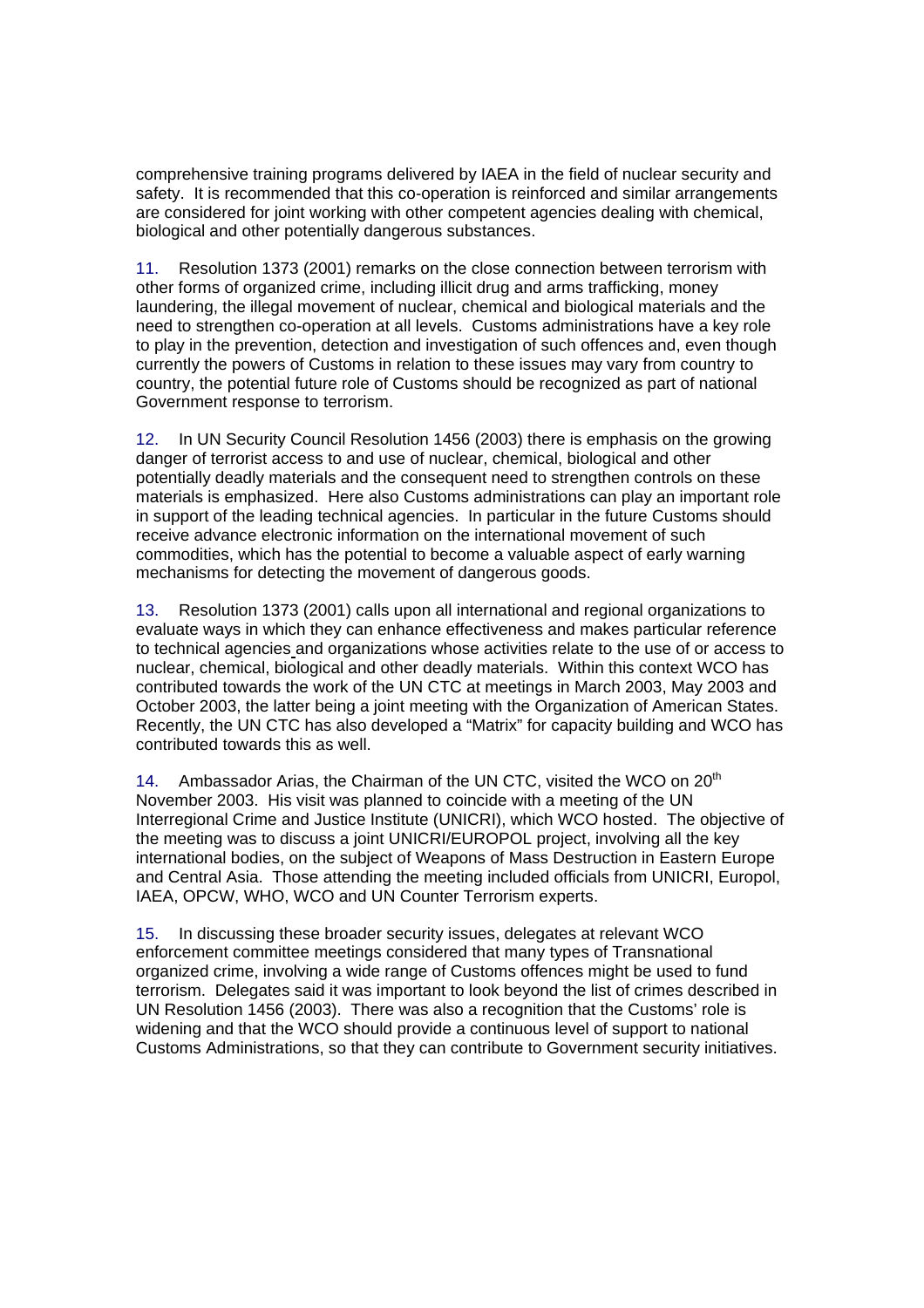comprehensive training programs delivered by IAEA in the field of nuclear security and safety. It is recommended that this co-operation is reinforced and similar arrangements are considered for joint working with other competent agencies dealing with chemical, biological and other potentially dangerous substances.

11. Resolution 1373 (2001) remarks on the close connection between terrorism with other forms of organized crime, including illicit drug and arms trafficking, money laundering, the illegal movement of nuclear, chemical and biological materials and the need to strengthen co-operation at all levels. Customs administrations have a key role to play in the prevention, detection and investigation of such offences and, even though currently the powers of Customs in relation to these issues may vary from country to country, the potential future role of Customs should be recognized as part of national Government response to terrorism.

12. In UN Security Council Resolution 1456 (2003) there is emphasis on the growing danger of terrorist access to and use of nuclear, chemical, biological and other potentially deadly materials and the consequent need to strengthen controls on these materials is emphasized. Here also Customs administrations can play an important role in support of the leading technical agencies. In particular in the future Customs should receive advance electronic information on the international movement of such commodities, which has the potential to become a valuable aspect of early warning mechanisms for detecting the movement of dangerous goods.

13. Resolution 1373 (2001) calls upon all international and regional organizations to evaluate ways in which they can enhance effectiveness and makes particular reference to technical agencies and organizations whose activities relate to the use of or access to nuclear, chemical, biological and other deadly materials. Within this context WCO has contributed towards the work of the UN CTC at meetings in March 2003, May 2003 and October 2003, the latter being a joint meeting with the Organization of American States. Recently, the UN CTC has also developed a "Matrix" for capacity building and WCO has contributed towards this as well.

14. Ambassador Arias, the Chairman of the UN CTC, visited the WCO on 20th November 2003. His visit was planned to coincide with a meeting of the UN Interregional Crime and Justice Institute (UNICRI), which WCO hosted. The objective of the meeting was to discuss a joint UNICRI/EUROPOL project, involving all the key international bodies, on the subject of Weapons of Mass Destruction in Eastern Europe and Central Asia. Those attending the meeting included officials from UNICRI, Europol, IAEA, OPCW, WHO, WCO and UN Counter Terrorism experts.

15. In discussing these broader security issues, delegates at relevant WCO enforcement committee meetings considered that many types of Transnational organized crime, involving a wide range of Customs offences might be used to fund terrorism. Delegates said it was important to look beyond the list of crimes described in UN Resolution 1456 (2003). There was also a recognition that the Customs' role is widening and that the WCO should provide a continuous level of support to national Customs Administrations, so that they can contribute to Government security initiatives.